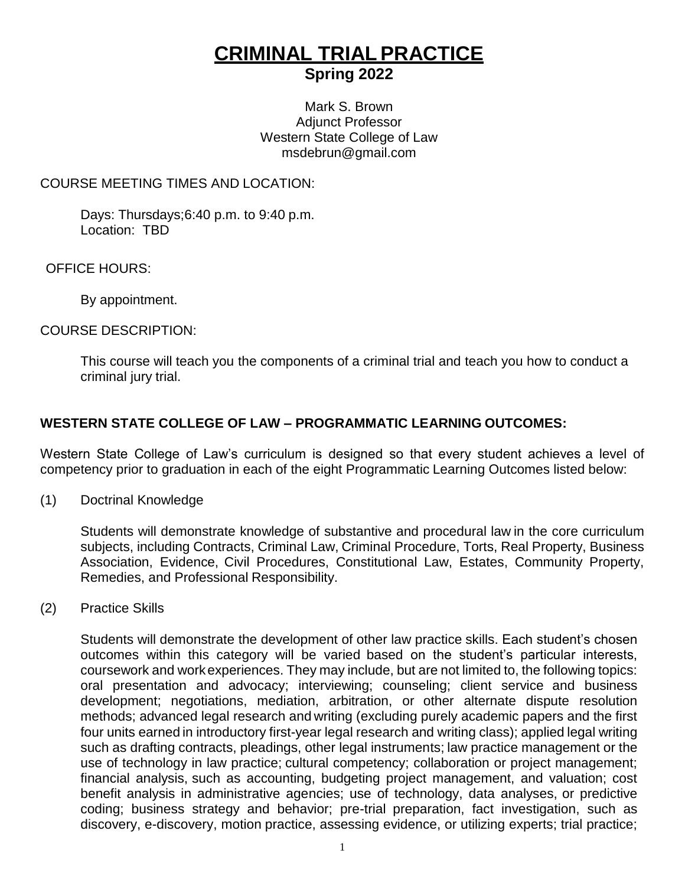# CRIMINAL TRIAL PRACTICE

## Spring 2022

Mark S. Brown  
Adjunct Professor  
Western State College of Law  
msdebrun@gmail.com

COURSE MEETING TIMES AND LOCATION:

Days: Thursdays;6:40 p.m. to 9:40 p.m.  
Location: TBD

OFFICE HOURS:

By appointment.

COURSE DESCRIPTION:

This course will teach you the components of a criminal trial and teach you how to conduct a criminal jury trial.

### WESTERN STATE COLLEGE OF LAW – PROGRAMMATIC LEARNING OUTCOMES:

Western State College of Law's curriculum is designed so that every student achieves a level of competency prior to graduation in each of the eight Programmatic Learning Outcomes listed below:

(1) Doctrinal Knowledge

Students will demonstrate knowledge of substantive and procedural law in the core curriculum subjects, including Contracts, Criminal Law, Criminal Procedure, Torts, Real Property, Business Association, Evidence, Civil Procedures, Constitutional Law, Estates, Community Property, Remedies, and Professional Responsibility.

(2) Practice Skills

Students will demonstrate the development of other law practice skills. Each student's chosen outcomes within this category will be varied based on the student's particular interests, coursework and work experiences. They may include, but are not limited to, the following topics: oral presentation and advocacy; interviewing; counseling; client service and business development; negotiations, mediation, arbitration, or other alternate dispute resolution methods; advanced legal research and writing (excluding purely academic papers and the first four units earned in introductory first-year legal research and writing class); applied legal writing such as drafting contracts, pleadings, other legal instruments; law practice management or the use of technology in law practice; cultural competency; collaboration or project management; financial analysis, such as accounting, budgeting project management, and valuation; cost benefit analysis in administrative agencies; use of technology, data analyses, or predictive coding; business strategy and behavior; pre-trial preparation, fact investigation, such as discovery, e-discovery, motion practice, assessing evidence, or utilizing experts; trial practice;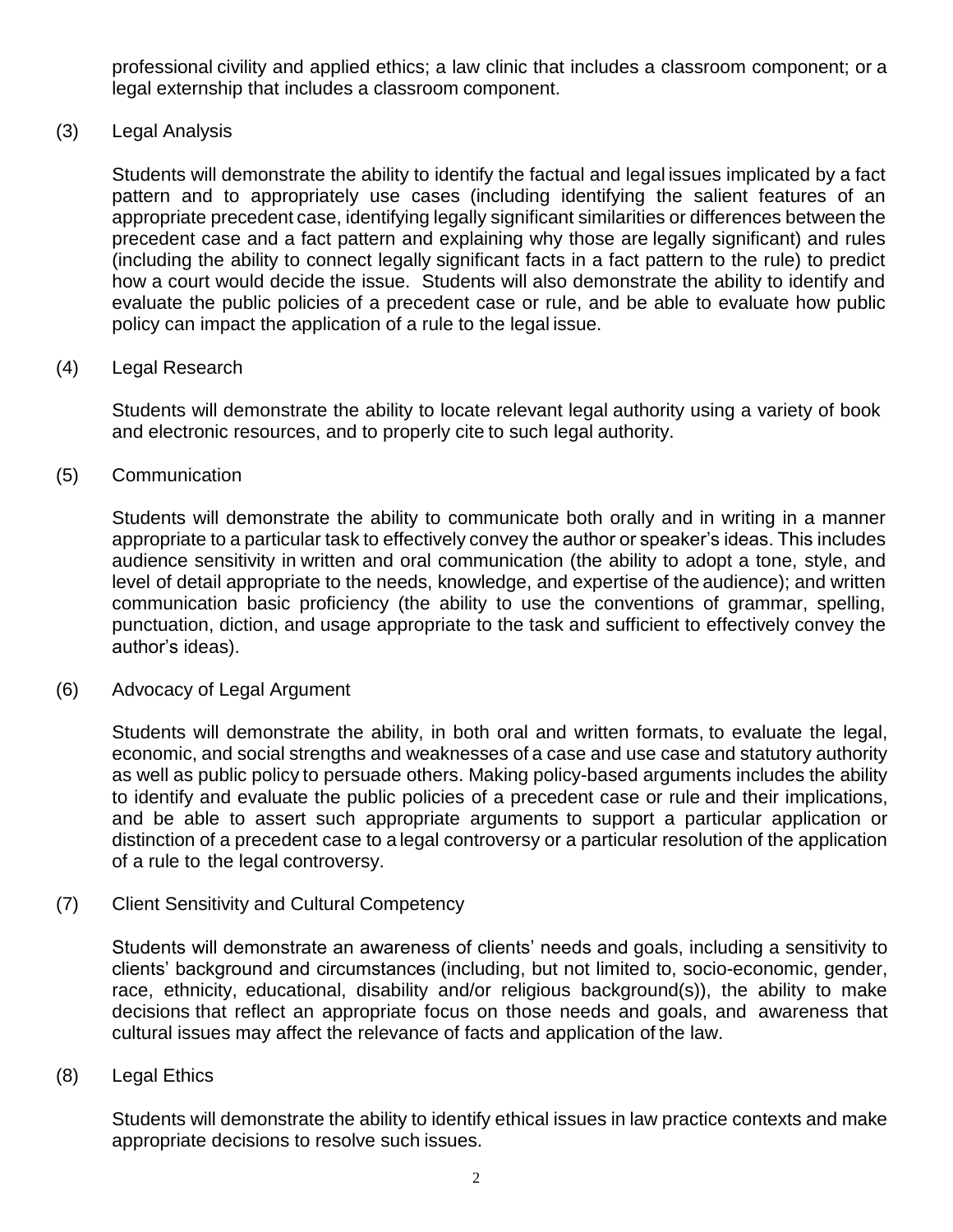professional civility and applied ethics; a law clinic that includes a classroom component; or a legal externship that includes a classroom component.

(3) Legal Analysis

Students will demonstrate the ability to identify the factual and legal issues implicated by a fact pattern and to appropriately use cases (including identifying the salient features of an appropriate precedent case, identifying legally significant similarities or differences between the precedent case and a fact pattern and explaining why those are legally significant) and rules (including the ability to connect legally significant facts in a fact pattern to the rule) to predict how a court would decide the issue. Students will also demonstrate the ability to identify and evaluate the public policies of a precedent case or rule, and be able to evaluate how public policy can impact the application of a rule to the legal issue.

(4) Legal Research

Students will demonstrate the ability to locate relevant legal authority using a variety of book and electronic resources, and to properly cite to such legal authority.

(5) Communication

Students will demonstrate the ability to communicate both orally and in writing in a manner appropriate to a particular task to effectively convey the author or speaker's ideas. This includes audience sensitivity in written and oral communication (the ability to adopt a tone, style, and level of detail appropriate to the needs, knowledge, and expertise of the audience); and written communication basic proficiency (the ability to use the conventions of grammar, spelling, punctuation, diction, and usage appropriate to the task and sufficient to effectively convey the author's ideas).

(6) Advocacy of Legal Argument

Students will demonstrate the ability, in both oral and written formats, to evaluate the legal, economic, and social strengths and weaknesses of a case and use case and statutory authority as well as public policy to persuade others. Making policy-based arguments includes the ability to identify and evaluate the public policies of a precedent case or rule and their implications, and be able to assert such appropriate arguments to support a particular application or distinction of a precedent case to a legal controversy or a particular resolution of the application of a rule to the legal controversy.

(7) Client Sensitivity and Cultural Competency

Students will demonstrate an awareness of clients' needs and goals, including a sensitivity to clients' background and circumstances (including, but not limited to, socio-economic, gender, race, ethnicity, educational, disability and/or religious background(s)), the ability to make decisions that reflect an appropriate focus on those needs and goals, and awareness that cultural issues may affect the relevance of facts and application of the law.

(8) Legal Ethics

Students will demonstrate the ability to identify ethical issues in law practice contexts and make appropriate decisions to resolve such issues.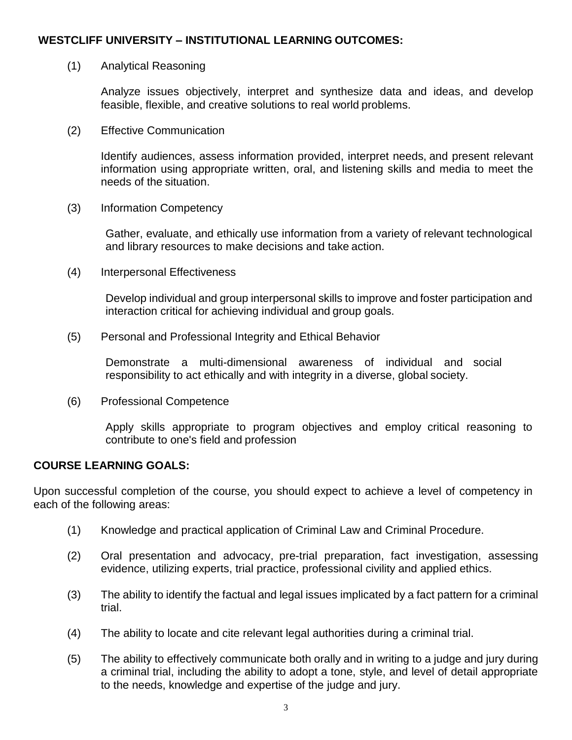**WESTCLIFF UNIVERSITY – INSTITUTIONAL LEARNING OUTCOMES:**

(1) Analytical Reasoning

Analyze issues objectively, interpret and synthesize data and ideas, and develop feasible, flexible, and creative solutions to real world problems.

(2) Effective Communication

Identify audiences, assess information provided, interpret needs, and present relevant information using appropriate written, oral, and listening skills and media to meet the needs of the situation.

(3) Information Competency

Gather, evaluate, and ethically use information from a variety of relevant technological and library resources to make decisions and take action.

(4) Interpersonal Effectiveness

Develop individual and group interpersonal skills to improve and foster participation and interaction critical for achieving individual and group goals.

(5) Personal and Professional Integrity and Ethical Behavior

Demonstrate a multi-dimensional awareness of individual and social responsibility to act ethically and with integrity in a diverse, global society.

(6) Professional Competence

Apply skills appropriate to program objectives and employ critical reasoning to contribute to one's field and profession

**COURSE LEARNING GOALS:**

Upon successful completion of the course, you should expect to achieve a level of competency in each of the following areas:

(1) Knowledge and practical application of Criminal Law and Criminal Procedure.

(2) Oral presentation and advocacy, pre-trial preparation, fact investigation, assessing evidence, utilizing experts, trial practice, professional civility and applied ethics.

(3) The ability to identify the factual and legal issues implicated by a fact pattern for a criminal trial.

(4) The ability to locate and cite relevant legal authorities during a criminal trial.

(5) The ability to effectively communicate both orally and in writing to a judge and jury during a criminal trial, including the ability to adopt a tone, style, and level of detail appropriate to the needs, knowledge and expertise of the judge and jury.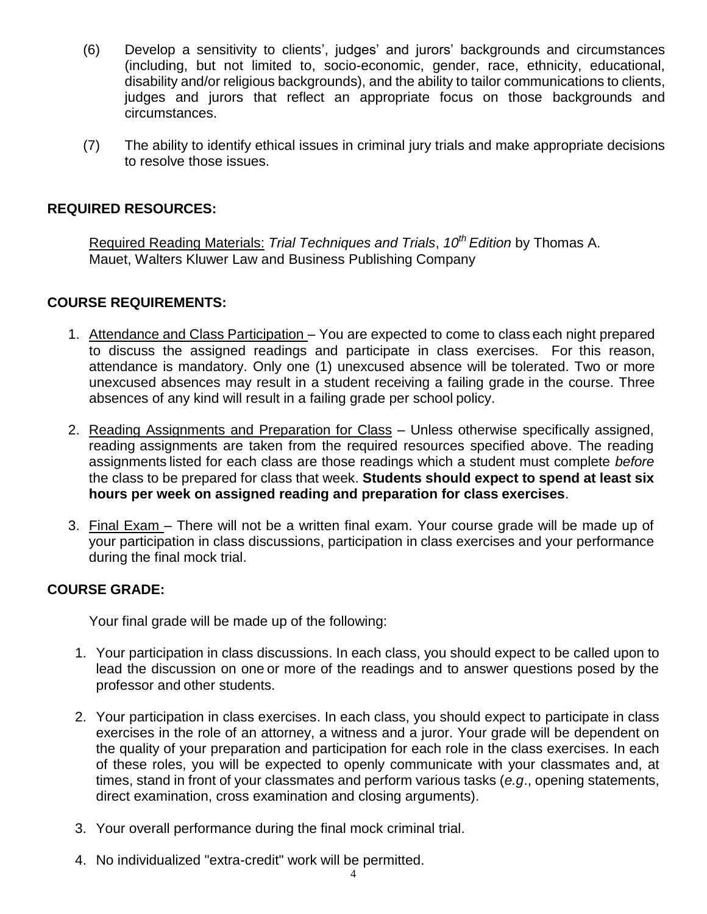(6) Develop a sensitivity to clients', judges' and jurors' backgrounds and circumstances (including, but not limited to, socio-economic, gender, race, ethnicity, educational, disability and/or religious backgrounds), and the ability to tailor communications to clients, judges and jurors that reflect an appropriate focus on those backgrounds and circumstances.

(7) The ability to identify ethical issues in criminal jury trials and make appropriate decisions to resolve those issues.

## REQUIRED RESOURCES:

Required Reading Materials: *Trial Techniques and Trials*, *10th Edition* by Thomas A. Mauet, Walters Kluwer Law and Business Publishing Company

## COURSE REQUIREMENTS:

1. Attendance and Class Participation – You are expected to come to class each night prepared to discuss the assigned readings and participate in class exercises. For this reason, attendance is mandatory. Only one (1) unexcused absence will be tolerated. Two or more unexcused absences may result in a student receiving a failing grade in the course. Three absences of any kind will result in a failing grade per school policy.

2. Reading Assignments and Preparation for Class – Unless otherwise specifically assigned, reading assignments are taken from the required resources specified above. The reading assignments listed for each class are those readings which a student must complete *before* the class to be prepared for class that week. **Students should expect to spend at least six hours per week on assigned reading and preparation for class exercises**.

3. Final Exam – There will not be a written final exam. Your course grade will be made up of your participation in class discussions, participation in class exercises and your performance during the final mock trial.

## COURSE GRADE:

Your final grade will be made up of the following:

1. Your participation in class discussions. In each class, you should expect to be called upon to lead the discussion on one or more of the readings and to answer questions posed by the professor and other students.

2. Your participation in class exercises. In each class, you should expect to participate in class exercises in the role of an attorney, a witness and a juror. Your grade will be dependent on the quality of your preparation and participation for each role in the class exercises. In each of these roles, you will be expected to openly communicate with your classmates and, at times, stand in front of your classmates and perform various tasks (*e.g*., opening statements, direct examination, cross examination and closing arguments).

3. Your overall performance during the final mock criminal trial.

4. No individualized "extra-credit" work will be permitted.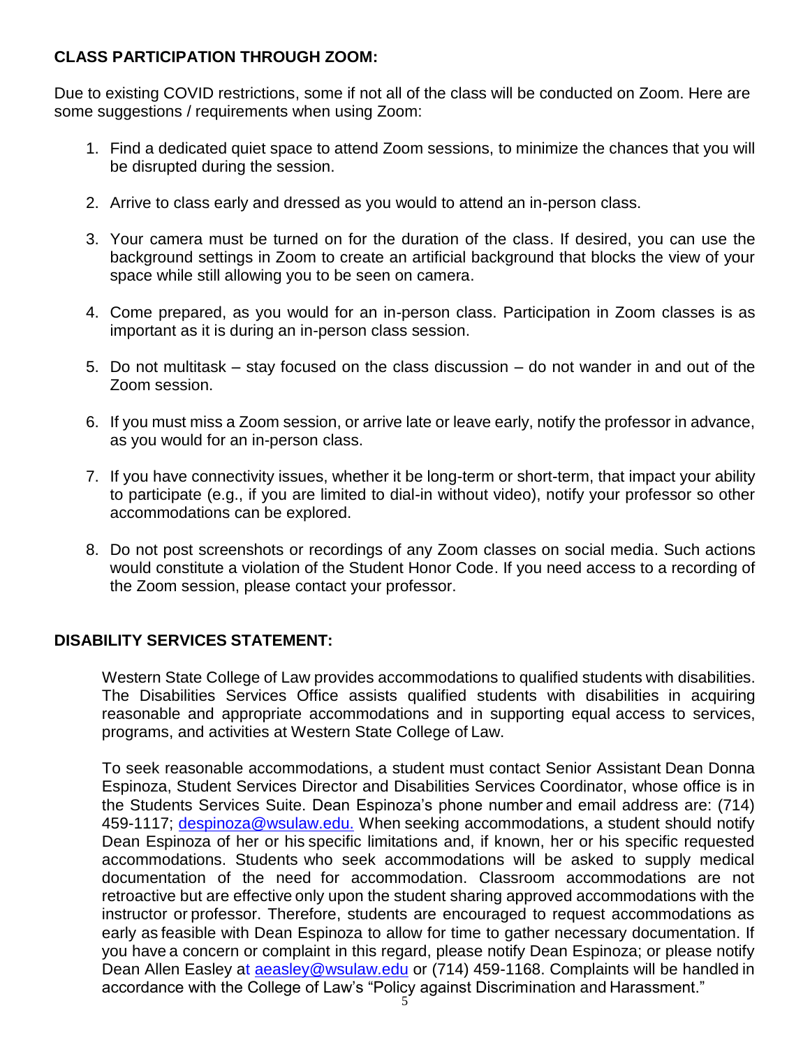**CLASS PARTICIPATION THROUGH ZOOM:**

Due to existing COVID restrictions, some if not all of the class will be conducted on Zoom. Here are some suggestions / requirements when using Zoom:

1. Find a dedicated quiet space to attend Zoom sessions, to minimize the chances that you will be disrupted during the session.
2. Arrive to class early and dressed as you would to attend an in-person class.
3. Your camera must be turned on for the duration of the class. If desired, you can use the background settings in Zoom to create an artificial background that blocks the view of your space while still allowing you to be seen on camera.
4. Come prepared, as you would for an in-person class. Participation in Zoom classes is as important as it is during an in-person class session.
5. Do not multitask – stay focused on the class discussion – do not wander in and out of the Zoom session.
6. If you must miss a Zoom session, or arrive late or leave early, notify the professor in advance, as you would for an in-person class.
7. If you have connectivity issues, whether it be long-term or short-term, that impact your ability to participate (e.g., if you are limited to dial-in without video), notify your professor so other accommodations can be explored.
8. Do not post screenshots or recordings of any Zoom classes on social media. Such actions would constitute a violation of the Student Honor Code. If you need access to a recording of the Zoom session, please contact your professor.

**DISABILITY SERVICES STATEMENT:**

Western State College of Law provides accommodations to qualified students with disabilities. The Disabilities Services Office assists qualified students with disabilities in acquiring reasonable and appropriate accommodations and in supporting equal access to services, programs, and activities at Western State College of Law.

To seek reasonable accommodations, a student must contact Senior Assistant Dean Donna Espinoza, Student Services Director and Disabilities Services Coordinator, whose office is in the Students Services Suite. Dean Espinoza's phone number and email address are: (714) 459-1117; despinoza@wsulaw.edu. When seeking accommodations, a student should notify Dean Espinoza of her or his specific limitations and, if known, her or his specific requested accommodations. Students who seek accommodations will be asked to supply medical documentation of the need for accommodation. Classroom accommodations are not retroactive but are effective only upon the student sharing approved accommodations with the instructor or professor. Therefore, students are encouraged to request accommodations as early as feasible with Dean Espinoza to allow for time to gather necessary documentation. If you have a concern or complaint in this regard, please notify Dean Espinoza; or please notify Dean Allen Easley at aeasley@wsulaw.edu or (714) 459-1168. Complaints will be handled in accordance with the College of Law's "Policy against Discrimination and Harassment."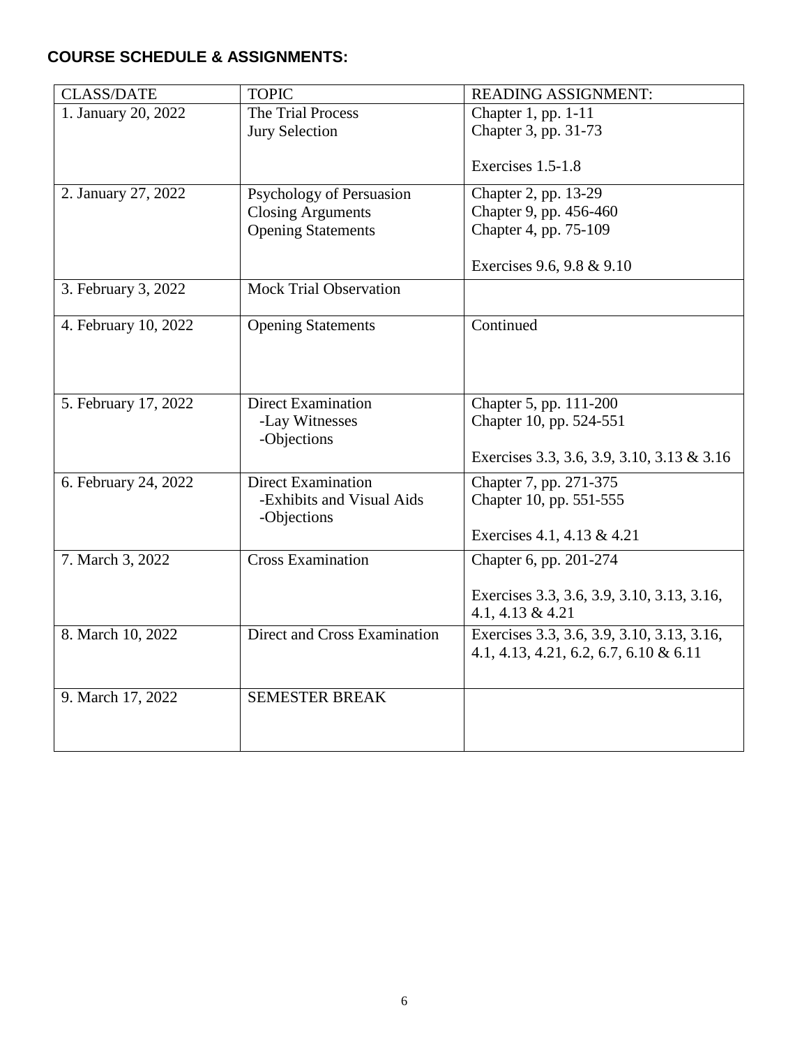## COURSE SCHEDULE & ASSIGNMENTS:

| CLASS/DATE | TOPIC | READING ASSIGNMENT: |
|---|---|---|
| 1. January 20, 2022 | The Trial Process<br>Jury Selection | Chapter 1, pp. 1-11<br>Chapter 3, pp. 31-73<br><br>Exercises 1.5-1.8 |
| 2. January 27, 2022 | Psychology of Persuasion<br>Closing Arguments<br>Opening Statements | Chapter 2, pp. 13-29<br>Chapter 9, pp. 456-460<br>Chapter 4, pp. 75-109<br><br>Exercises 9.6, 9.8 & 9.10 |
| 3. February 3, 2022 | Mock Trial Observation | |
| 4. February 10, 2022 | Opening Statements | Continued |
| 5. February 17, 2022 | Direct Examination<br>-Lay Witnesses<br>-Objections | Chapter 5, pp. 111-200<br>Chapter 10, pp. 524-551<br><br>Exercises 3.3, 3.6, 3.9, 3.10, 3.13 & 3.16 |
| 6. February 24, 2022 | Direct Examination<br>-Exhibits and Visual Aids<br>-Objections | Chapter 7, pp. 271-375<br>Chapter 10, pp. 551-555<br><br>Exercises 4.1, 4.13 & 4.21 |
| 7. March 3, 2022 | Cross Examination | Chapter 6, pp. 201-274<br><br>Exercises 3.3, 3.6, 3.9, 3.10, 3.13, 3.16, 4.1, 4.13 & 4.21 |
| 8. March 10, 2022 | Direct and Cross Examination | Exercises 3.3, 3.6, 3.9, 3.10, 3.13, 3.16, 4.1, 4.13, 4.21, 6.2, 6.7, 6.10 & 6.11 |
| 9. March 17, 2022 | SEMESTER BREAK | |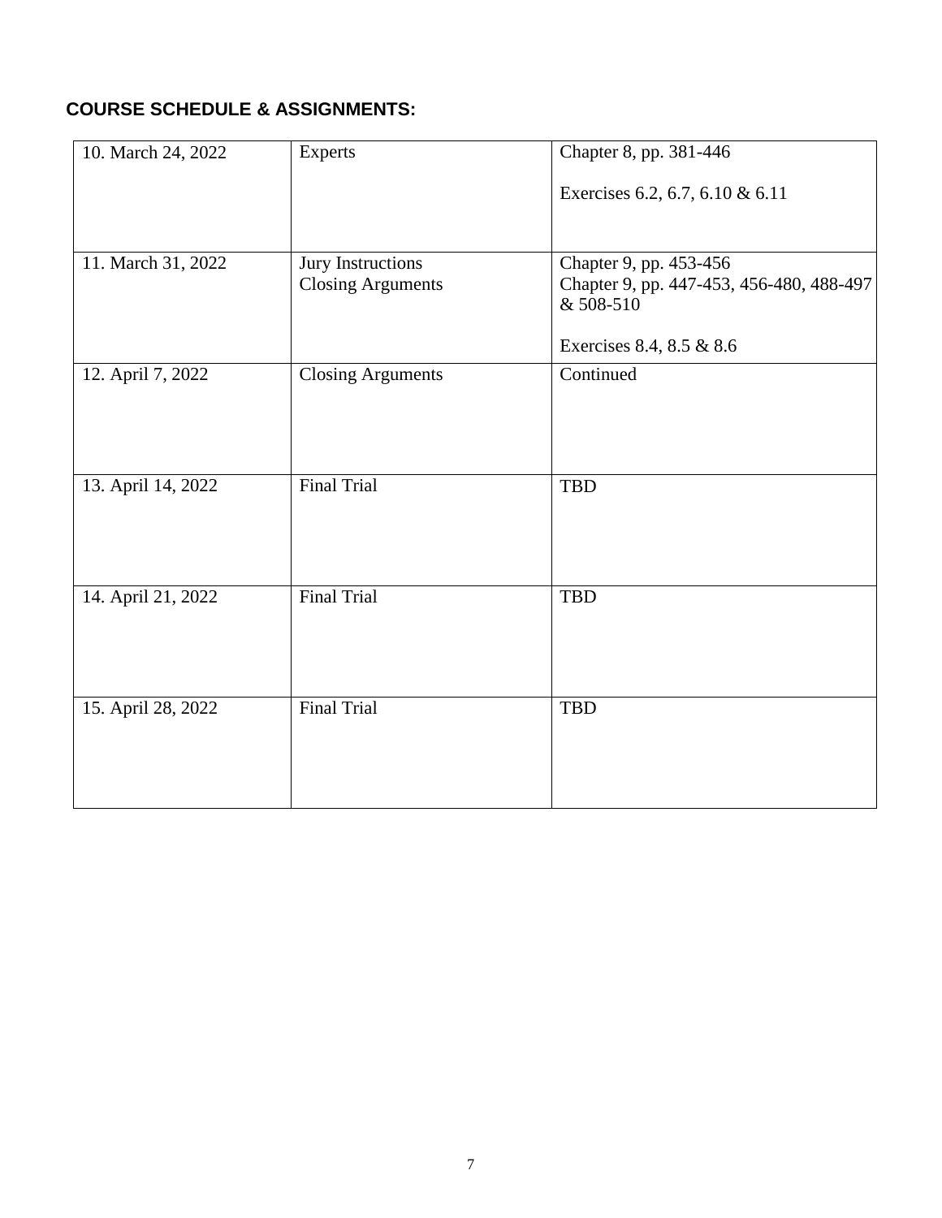**COURSE SCHEDULE & ASSIGNMENTS:**

| | | |
|---|---|---|
| 10. March 24, 2022 | Experts | Chapter 8, pp. 381-446<br><br>Exercises 6.2, 6.7, 6.10 & 6.11 |
| 11. March 31, 2022 | Jury Instructions<br>Closing Arguments | Chapter 9, pp. 453-456<br>Chapter 9, pp. 447-453, 456-480, 488-497 & 508-510<br><br>Exercises 8.4, 8.5 & 8.6 |
| 12. April 7, 2022 | Closing Arguments | Continued |
| 13. April 14, 2022 | Final Trial | TBD |
| 14. April 21, 2022 | Final Trial | TBD |
| 15. April 28, 2022 | Final Trial | TBD |